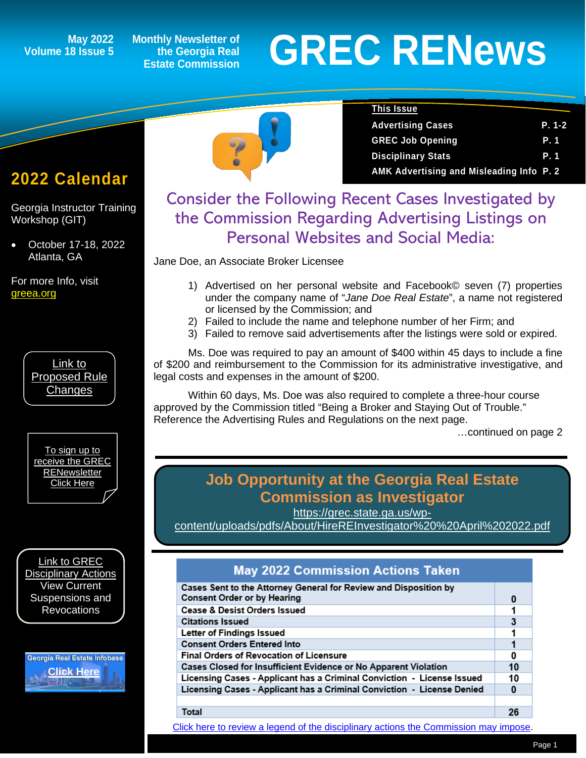May 2022
Volume 18 Issue 5

Monthly Newsletter of the Georgia Real Estate Commission

# GREC RENews

**This Issue**

| | |
|---|---|
| Advertising Cases | P. 1-2 |
| GREC Job Opening | P. 1 |
| Disciplinary Stats | P. 1 |
| AMK Advertising and Misleading Info | P. 2 |

## 2022 Calendar

Georgia Instructor Training Workshop (GIT)

- October 17-18, 2022
  Atlanta, GA

For more Info, visit greea.org

Link to Proposed Rule Changes

To sign up to receive the GREC RENewsletter Click Here

Link to GREC Disciplinary Actions View Current Suspensions and Revocations

Georgia Real Estate Infobase Click Here

## Consider the Following Recent Cases Investigated by the Commission Regarding Advertising Listings on Personal Websites and Social Media:

Jane Doe, an Associate Broker Licensee

1) Advertised on her personal website and Facebook© seven (7) properties under the company name of "*Jane Doe Real Estate*", a name not registered or licensed by the Commission; and
2) Failed to include the name and telephone number of her Firm; and
3) Failed to remove said advertisements after the listings were sold or expired.

Ms. Doe was required to pay an amount of $400 within 45 days to include a fine of $200 and reimbursement to the Commission for its administrative investigative, and legal costs and expenses in the amount of $200.

Within 60 days, Ms. Doe was also required to complete a three-hour course approved by the Commission titled "Being a Broker and Staying Out of Trouble." Reference the Advertising Rules and Regulations on the next page.

…continued on page 2

## Job Opportunity at the Georgia Real Estate Commission as Investigator

https://grec.state.ga.us/wp-content/uploads/pdfs/About/HireREInvestigator%20%20April%202022.pdf

| May 2022 Commission Actions Taken | |
|---|---|
| Cases Sent to the Attorney General for Review and Disposition by Consent Order or by Hearing | 0 |
| Cease & Desist Orders Issued | 1 |
| Citations Issued | 3 |
| Letter of Findings Issued | 1 |
| Consent Orders Entered Into | 1 |
| Final Orders of Revocation of Licensure | 0 |
| Cases Closed for Insufficient Evidence or No Apparent Violation | 10 |
| Licensing Cases - Applicant has a Criminal Conviction - License Issued | 10 |
| Licensing Cases - Applicant has a Criminal Conviction - License Denied | 0 |
| | |
| Total | 26 |

Click here to review a legend of the disciplinary actions the Commission may impose.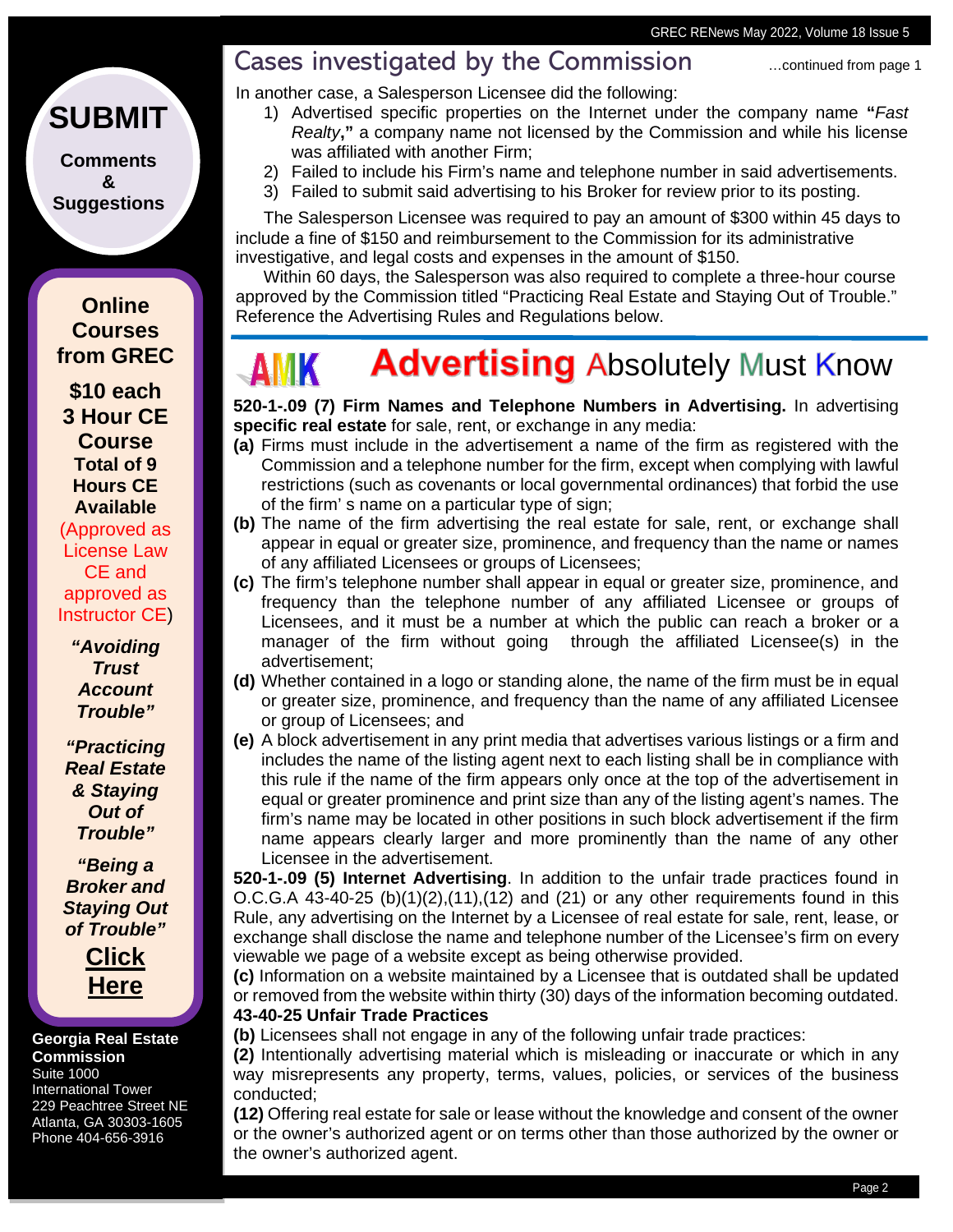## Cases investigated by the Commission

…continued from page 1

In another case, a Salesperson Licensee did the following:

1) Advertised specific properties on the Internet under the company name **"*Fast Realty*,"** a company name not licensed by the Commission and while his license was affiliated with another Firm;
2) Failed to include his Firm's name and telephone number in said advertisements.
3) Failed to submit said advertising to his Broker for review prior to its posting.

The Salesperson Licensee was required to pay an amount of $300 within 45 days to include a fine of $150 and reimbursement to the Commission for its administrative investigative, and legal costs and expenses in the amount of $150.

Within 60 days, the Salesperson was also required to complete a three-hour course approved by the Commission titled "Practicing Real Estate and Staying Out of Trouble." Reference the Advertising Rules and Regulations below.

## AMK Advertising Absolutely Must Know

**520-1-.09 (7) Firm Names and Telephone Numbers in Advertising.** In advertising **specific real estate** for sale, rent, or exchange in any media:

**(a)** Firms must include in the advertisement a name of the firm as registered with the Commission and a telephone number for the firm, except when complying with lawful restrictions (such as covenants or local governmental ordinances) that forbid the use of the firm' s name on a particular type of sign;

**(b)** The name of the firm advertising the real estate for sale, rent, or exchange shall appear in equal or greater size, prominence, and frequency than the name or names of any affiliated Licensees or groups of Licensees;

**(c)** The firm's telephone number shall appear in equal or greater size, prominence, and frequency than the telephone number of any affiliated Licensee or groups of Licensees, and it must be a number at which the public can reach a broker or a manager of the firm without going through the affiliated Licensee(s) in the advertisement;

**(d)** Whether contained in a logo or standing alone, the name of the firm must be in equal or greater size, prominence, and frequency than the name of any affiliated Licensee or group of Licensees; and

**(e)** A block advertisement in any print media that advertises various listings or a firm and includes the name of the listing agent next to each listing shall be in compliance with this rule if the name of the firm appears only once at the top of the advertisement in equal or greater prominence and print size than any of the listing agent's names. The firm's name may be located in other positions in such block advertisement if the firm name appears clearly larger and more prominently than the name of any other Licensee in the advertisement.

**520-1-.09 (5) Internet Advertising**. In addition to the unfair trade practices found in O.C.G.A 43-40-25 (b)(1)(2),(11),(12) and (21) or any other requirements found in this Rule, any advertising on the Internet by a Licensee of real estate for sale, rent, lease, or exchange shall disclose the name and telephone number of the Licensee's firm on every viewable we page of a website except as being otherwise provided.

**(c)** Information on a website maintained by a Licensee that is outdated shall be updated or removed from the website within thirty (30) days of the information becoming outdated.

**43-40-25 Unfair Trade Practices**

**(b)** Licensees shall not engage in any of the following unfair trade practices:

**(2)** Intentionally advertising material which is misleading or inaccurate or which in any way misrepresents any property, terms, values, policies, or services of the business conducted;

**(12)** Offering real estate for sale or lease without the knowledge and consent of the owner or the owner's authorized agent or on terms other than those authorized by the owner or the owner's authorized agent.

---

**SUBMIT**

**Comments & Suggestions**

**Online Courses from GREC**

**$10 each**

**3 Hour CE Course**

**Total of 9 Hours CE Available**

(Approved as License Law CE and approved as Instructor CE)

***"Avoiding Trust Account Trouble"***

***"Practicing Real Estate & Staying Out of Trouble"***

***"Being a Broker and Staying Out of Trouble"***

**Click Here**

**Georgia Real Estate Commission**
Suite 1000
International Tower
229 Peachtree Street NE
Atlanta, GA 30303-1605
Phone 404-656-3916